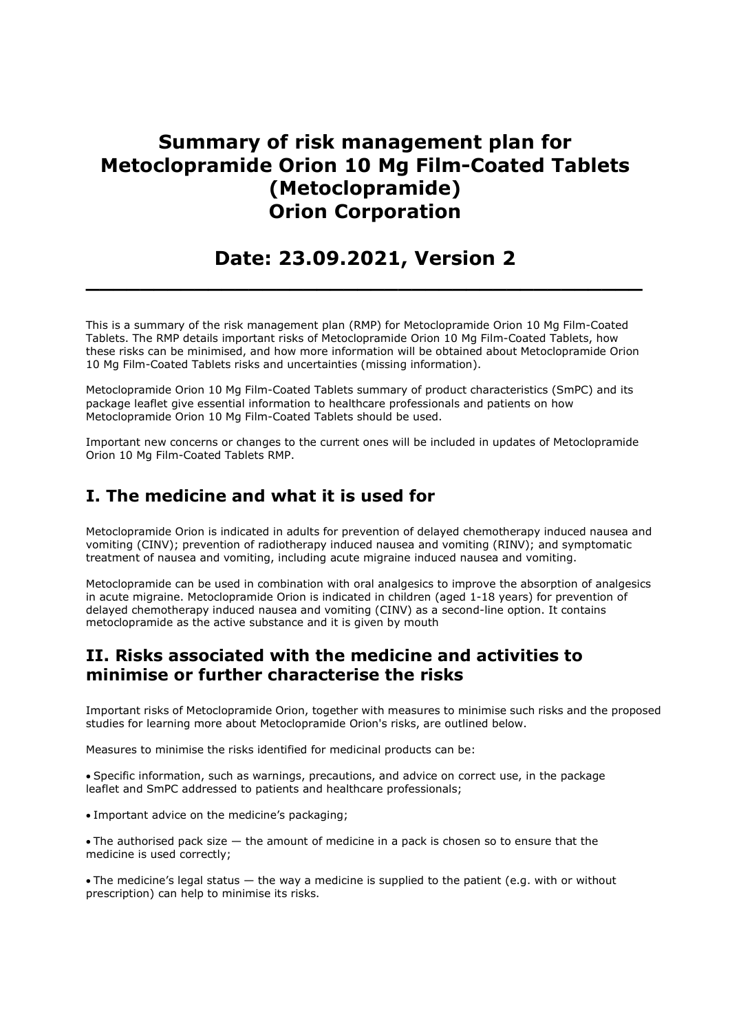# Summary of risk management plan for Metoclopramide Orion 10 Mg Film-Coated Tablets (Metoclopramide) Orion Corporation

## Date: 23.09.2021, Version 2

This is a summary of the risk management plan (RMP) for Metoclopramide Orion 10 Mg Film-Coated Tablets. The RMP details important risks of Metoclopramide Orion 10 Mg Film-Coated Tablets, how these risks can be minimised, and how more information will be obtained about Metoclopramide Orion 10 Mg Film-Coated Tablets risks and uncertainties (missing information).

Metoclopramide Orion 10 Mg Film-Coated Tablets summary of product characteristics (SmPC) and its package leaflet give essential information to healthcare professionals and patients on how Metoclopramide Orion 10 Mg Film-Coated Tablets should be used.

Important new concerns or changes to the current ones will be included in updates of Metoclopramide Orion 10 Mg Film-Coated Tablets RMP.

## I. The medicine and what it is used for

Metoclopramide Orion is indicated in adults for prevention of delayed chemotherapy induced nausea and vomiting (CINV); prevention of radiotherapy induced nausea and vomiting (RINV); and symptomatic treatment of nausea and vomiting, including acute migraine induced nausea and vomiting.

Metoclopramide can be used in combination with oral analgesics to improve the absorption of analgesics in acute migraine. Metoclopramide Orion is indicated in children (aged 1-18 years) for prevention of delayed chemotherapy induced nausea and vomiting (CINV) as a second-line option. It contains metoclopramide as the active substance and it is given by mouth

## II. Risks associated with the medicine and activities to minimise or further characterise the risks

Important risks of Metoclopramide Orion, together with measures to minimise such risks and the proposed studies for learning more about Metoclopramide Orion's risks, are outlined below.

Measures to minimise the risks identified for medicinal products can be:

- Specific information, such as warnings, precautions, and advice on correct use, in the package leaflet and SmPC addressed to patients and healthcare professionals;
- Important advice on the medicine's packaging;
- The authorised pack size — the amount of medicine in a pack is chosen so to ensure that the medicine is used correctly;
- The medicine's legal status — the way a medicine is supplied to the patient (e.g. with or without prescription) can help to minimise its risks.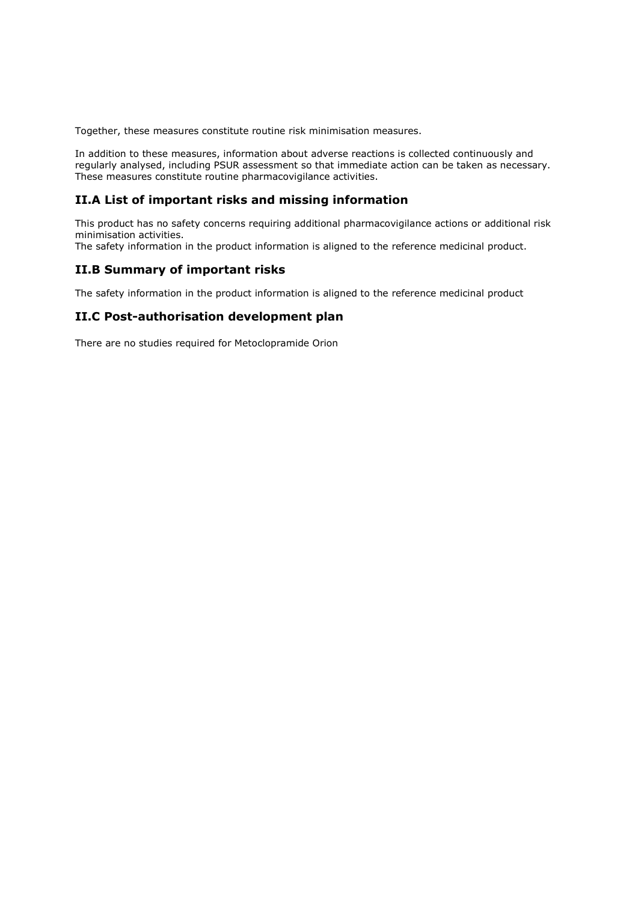Together, these measures constitute routine risk minimisation measures.

In addition to these measures, information about adverse reactions is collected continuously and regularly analysed, including PSUR assessment so that immediate action can be taken as necessary. These measures constitute routine pharmacovigilance activities.

## II.A List of important risks and missing information

This product has no safety concerns requiring additional pharmacovigilance actions or additional risk minimisation activities.
The safety information in the product information is aligned to the reference medicinal product.

## II.B Summary of important risks

The safety information in the product information is aligned to the reference medicinal product

## II.C Post-authorisation development plan

There are no studies required for Metoclopramide Orion